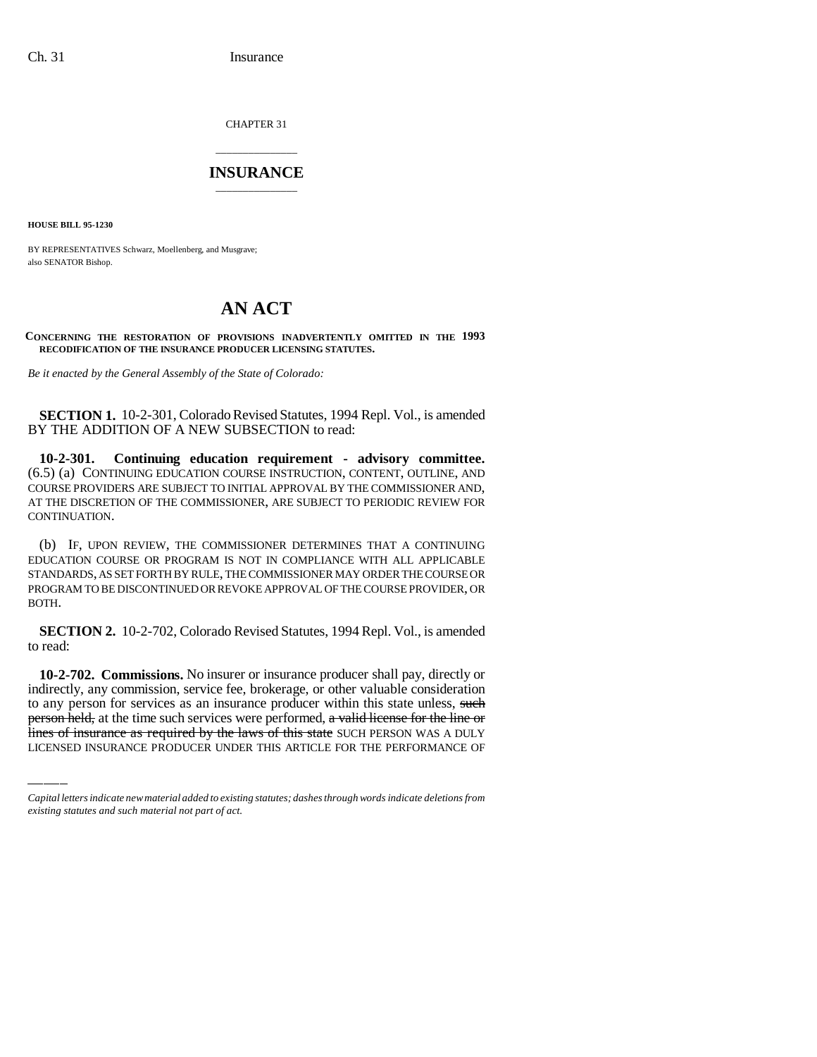CHAPTER 31

# INSURANCE

**HOUSE BILL 95-1230**

BY REPRESENTATIVES Schwarz, Moellenberg, and Musgrave;
also SENATOR Bishop.

# AN ACT

**CONCERNING THE RESTORATION OF PROVISIONS INADVERTENTLY OMITTED IN THE 1993 RECODIFICATION OF THE INSURANCE PRODUCER LICENSING STATUTES.**

*Be it enacted by the General Assembly of the State of Colorado:*

**SECTION 1.** 10-2-301, Colorado Revised Statutes, 1994 Repl. Vol., is amended BY THE ADDITION OF A NEW SUBSECTION to read:

**10-2-301. Continuing education requirement - advisory committee.** (6.5) (a) CONTINUING EDUCATION COURSE INSTRUCTION, CONTENT, OUTLINE, AND COURSE PROVIDERS ARE SUBJECT TO INITIAL APPROVAL BY THE COMMISSIONER AND, AT THE DISCRETION OF THE COMMISSIONER, ARE SUBJECT TO PERIODIC REVIEW FOR CONTINUATION.

(b) IF, UPON REVIEW, THE COMMISSIONER DETERMINES THAT A CONTINUING EDUCATION COURSE OR PROGRAM IS NOT IN COMPLIANCE WITH ALL APPLICABLE STANDARDS, AS SET FORTH BY RULE, THE COMMISSIONER MAY ORDER THE COURSE OR PROGRAM TO BE DISCONTINUED OR REVOKE APPROVAL OF THE COURSE PROVIDER, OR BOTH.

**SECTION 2.** 10-2-702, Colorado Revised Statutes, 1994 Repl. Vol., is amended to read:

**10-2-702. Commissions.** No insurer or insurance producer shall pay, directly or indirectly, any commission, service fee, brokerage, or other valuable consideration to any person for services as an insurance producer within this state unless, ~~such person held,~~ at the time such services were performed, ~~a valid license for the line or lines of insurance as required by the laws of this state~~ SUCH PERSON WAS A DULY LICENSED INSURANCE PRODUCER UNDER THIS ARTICLE FOR THE PERFORMANCE OF

*Capital letters indicate new material added to existing statutes; dashes through words indicate deletions from existing statutes and such material not part of act.*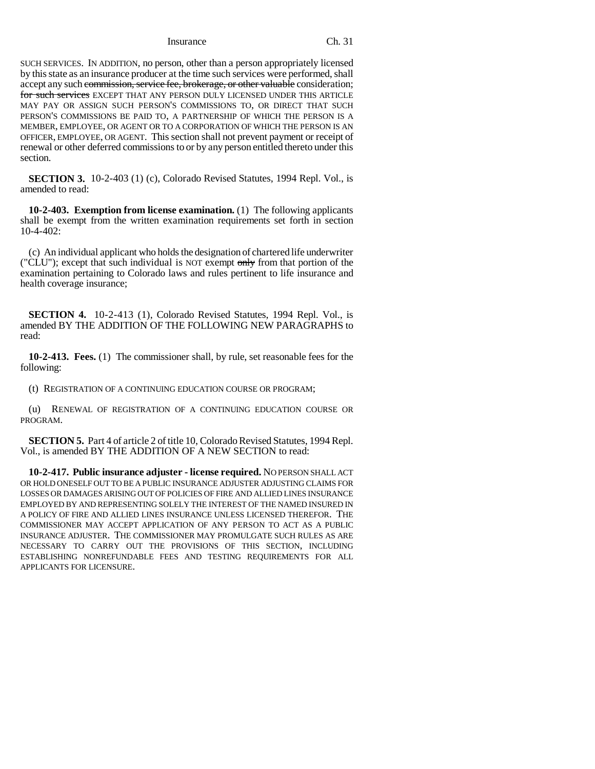SUCH SERVICES. IN ADDITION, no person, other than a person appropriately licensed by this state as an insurance producer at the time such services were performed, shall accept any such ~~commission, service fee, brokerage, or other valuable~~ consideration; ~~for such services~~ EXCEPT THAT ANY PERSON DULY LICENSED UNDER THIS ARTICLE MAY PAY OR ASSIGN SUCH PERSON'S COMMISSIONS TO, OR DIRECT THAT SUCH PERSON'S COMMISSIONS BE PAID TO, A PARTNERSHIP OF WHICH THE PERSON IS A MEMBER, EMPLOYEE, OR AGENT OR TO A CORPORATION OF WHICH THE PERSON IS AN OFFICER, EMPLOYEE, OR AGENT. This section shall not prevent payment or receipt of renewal or other deferred commissions to or by any person entitled thereto under this section.

**SECTION 3.** 10-2-403 (1) (c), Colorado Revised Statutes, 1994 Repl. Vol., is amended to read:

**10-2-403. Exemption from license examination.** (1) The following applicants shall be exempt from the written examination requirements set forth in section 10-4-402:

(c) An individual applicant who holds the designation of chartered life underwriter ("CLU"); except that such individual is NOT exempt ~~only~~ from that portion of the examination pertaining to Colorado laws and rules pertinent to life insurance and health coverage insurance;

**SECTION 4.** 10-2-413 (1), Colorado Revised Statutes, 1994 Repl. Vol., is amended BY THE ADDITION OF THE FOLLOWING NEW PARAGRAPHS to read:

**10-2-413. Fees.** (1) The commissioner shall, by rule, set reasonable fees for the following:

(t) REGISTRATION OF A CONTINUING EDUCATION COURSE OR PROGRAM;

(u) RENEWAL OF REGISTRATION OF A CONTINUING EDUCATION COURSE OR PROGRAM.

**SECTION 5.** Part 4 of article 2 of title 10, Colorado Revised Statutes, 1994 Repl. Vol., is amended BY THE ADDITION OF A NEW SECTION to read:

**10-2-417. Public insurance adjuster - license required.** NO PERSON SHALL ACT OR HOLD ONESELF OUT TO BE A PUBLIC INSURANCE ADJUSTER ADJUSTING CLAIMS FOR LOSSES OR DAMAGES ARISING OUT OF POLICIES OF FIRE AND ALLIED LINES INSURANCE EMPLOYED BY AND REPRESENTING SOLELY THE INTEREST OF THE NAMED INSURED IN A POLICY OF FIRE AND ALLIED LINES INSURANCE UNLESS LICENSED THEREFOR. THE COMMISSIONER MAY ACCEPT APPLICATION OF ANY PERSON TO ACT AS A PUBLIC INSURANCE ADJUSTER. THE COMMISSIONER MAY PROMULGATE SUCH RULES AS ARE NECESSARY TO CARRY OUT THE PROVISIONS OF THIS SECTION, INCLUDING ESTABLISHING NONREFUNDABLE FEES AND TESTING REQUIREMENTS FOR ALL APPLICANTS FOR LICENSURE.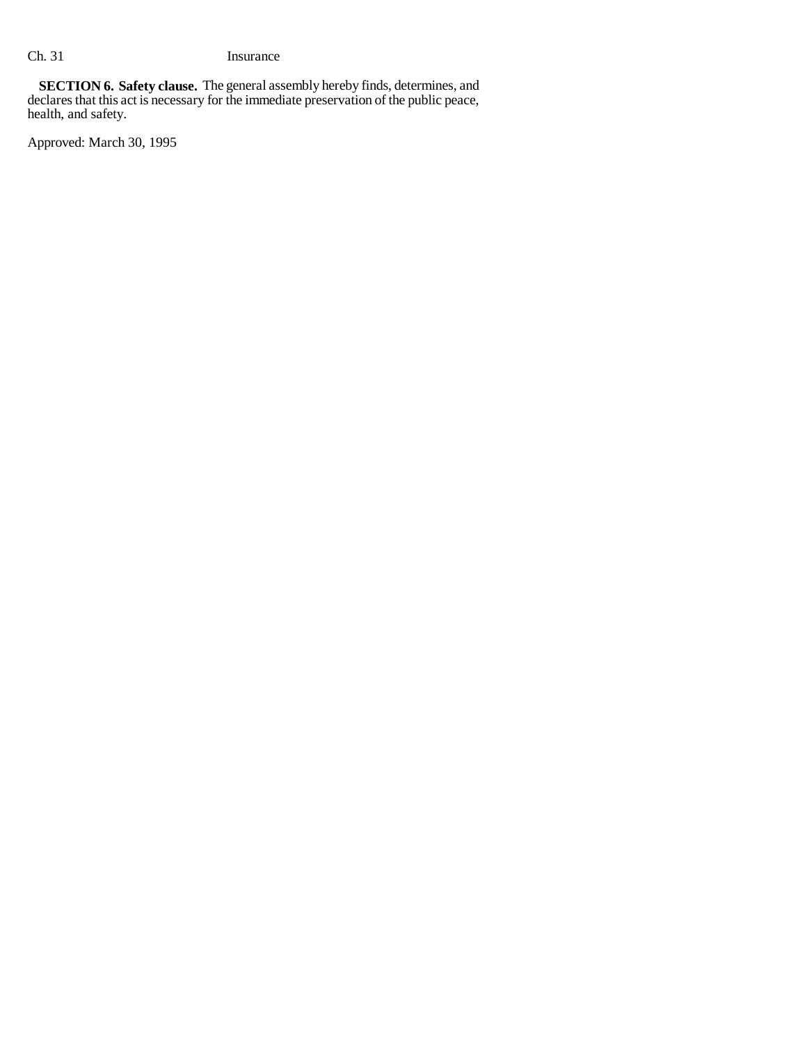**SECTION 6. Safety clause.** The general assembly hereby finds, determines, and declares that this act is necessary for the immediate preservation of the public peace, health, and safety.

Approved: March 30, 1995